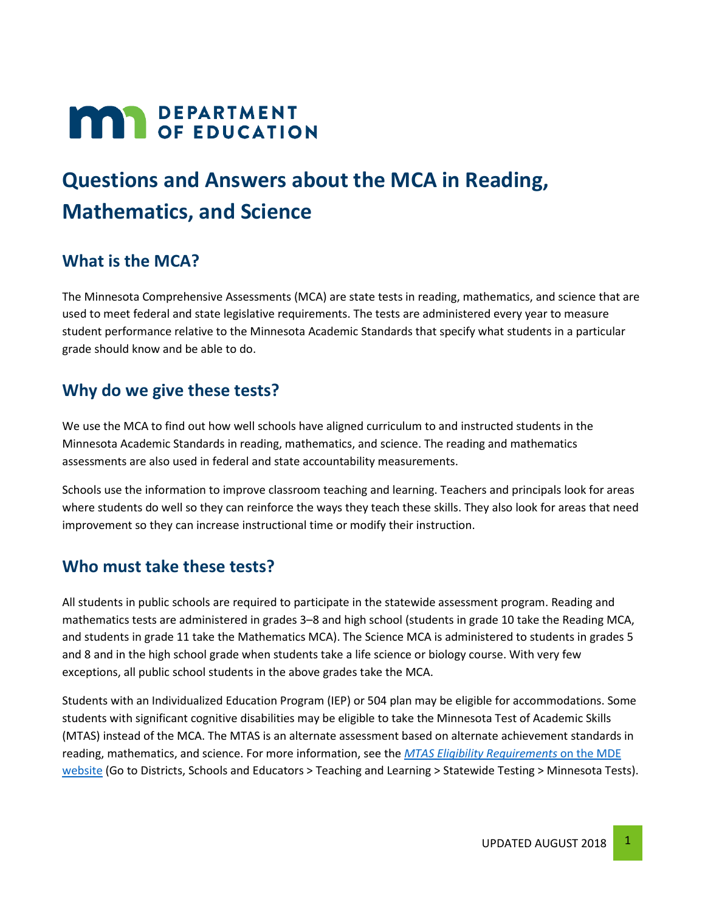# Questions and Answers about the MCA in Reading, Mathematics, and Science

## What is the MCA?

The Minnesota Comprehensive Assessments (MCA) are state tests in reading, mathematics, and science that are used to meet federal and state legislative requirements. The tests are administered every year to measure student performance relative to the Minnesota Academic Standards that specify what students in a particular grade should know and be able to do.

## Why do we give these tests?

We use the MCA to find out how well schools have aligned curriculum to and instructed students in the Minnesota Academic Standards in reading, mathematics, and science. The reading and mathematics assessments are also used in federal and state accountability measurements.

Schools use the information to improve classroom teaching and learning. Teachers and principals look for areas where students do well so they can reinforce the ways they teach these skills. They also look for areas that need improvement so they can increase instructional time or modify their instruction.

## Who must take these tests?

All students in public schools are required to participate in the statewide assessment program. Reading and mathematics tests are administered in grades 3–8 and high school (students in grade 10 take the Reading MCA, and students in grade 11 take the Mathematics MCA). The Science MCA is administered to students in grades 5 and 8 and in the high school grade when students take a life science or biology course. With very few exceptions, all public school students in the above grades take the MCA.

Students with an Individualized Education Program (IEP) or 504 plan may be eligible for accommodations. Some students with significant cognitive disabilities may be eligible to take the Minnesota Test of Academic Skills (MTAS) instead of the MCA. The MTAS is an alternate assessment based on alternate achievement standards in reading, mathematics, and science. For more information, see the *MTAS Eligibility Requirements* on the MDE website (Go to Districts, Schools and Educators > Teaching and Learning > Statewide Testing > Minnesota Tests).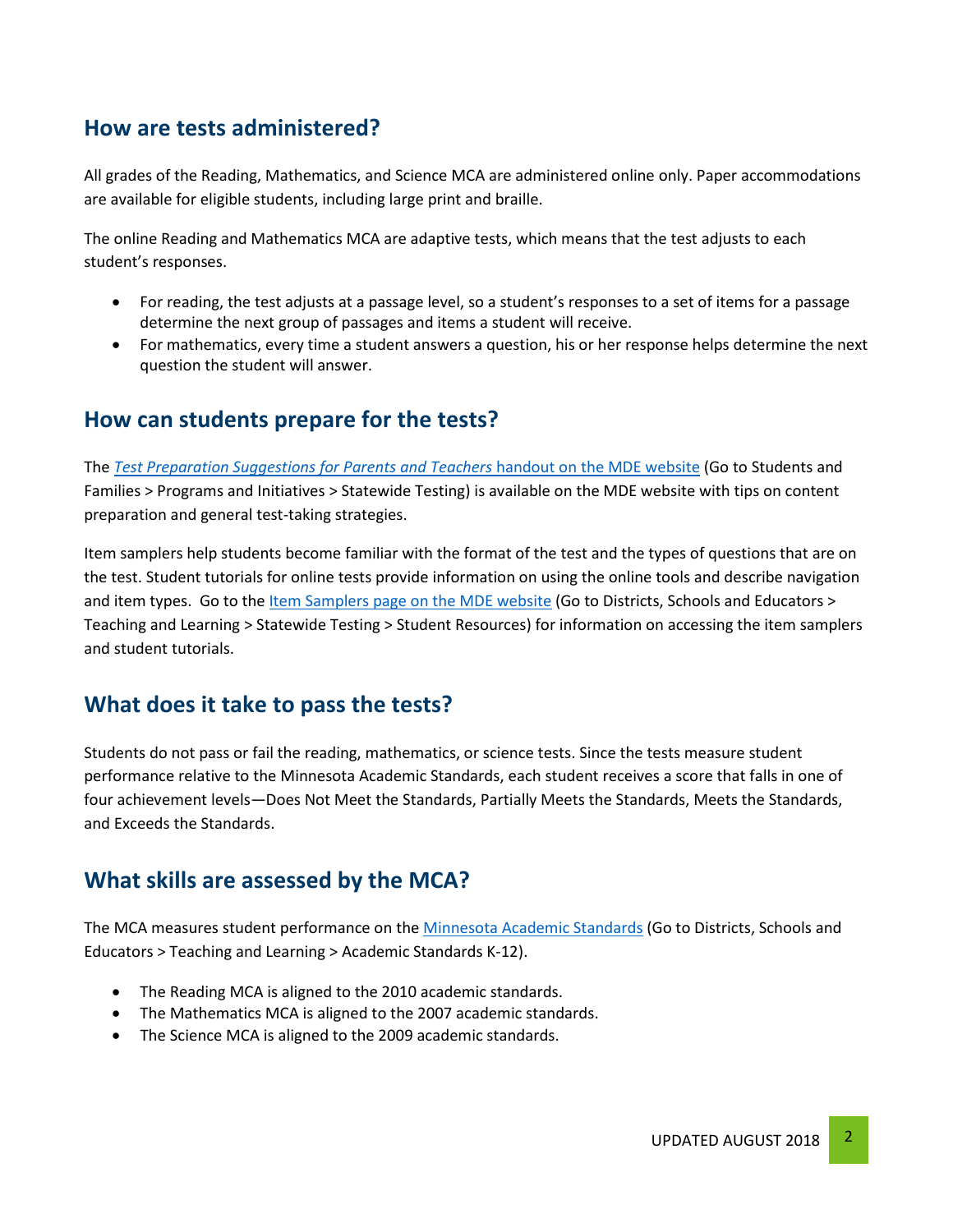## How are tests administered?

All grades of the Reading, Mathematics, and Science MCA are administered online only. Paper accommodations are available for eligible students, including large print and braille.

The online Reading and Mathematics MCA are adaptive tests, which means that the test adjusts to each student's responses.

- For reading, the test adjusts at a passage level, so a student's responses to a set of items for a passage determine the next group of passages and items a student will receive.
- For mathematics, every time a student answers a question, his or her response helps determine the next question the student will answer.

## How can students prepare for the tests?

The *Test Preparation Suggestions for Parents and Teachers* handout on the MDE website (Go to Students and Families > Programs and Initiatives > Statewide Testing) is available on the MDE website with tips on content preparation and general test-taking strategies.

Item samplers help students become familiar with the format of the test and the types of questions that are on the test. Student tutorials for online tests provide information on using the online tools and describe navigation and item types. Go to the Item Samplers page on the MDE website (Go to Districts, Schools and Educators > Teaching and Learning > Statewide Testing > Student Resources) for information on accessing the item samplers and student tutorials.

## What does it take to pass the tests?

Students do not pass or fail the reading, mathematics, or science tests. Since the tests measure student performance relative to the Minnesota Academic Standards, each student receives a score that falls in one of four achievement levels—Does Not Meet the Standards, Partially Meets the Standards, Meets the Standards, and Exceeds the Standards.

## What skills are assessed by the MCA?

The MCA measures student performance on the Minnesota Academic Standards (Go to Districts, Schools and Educators > Teaching and Learning > Academic Standards K-12).

- The Reading MCA is aligned to the 2010 academic standards.
- The Mathematics MCA is aligned to the 2007 academic standards.
- The Science MCA is aligned to the 2009 academic standards.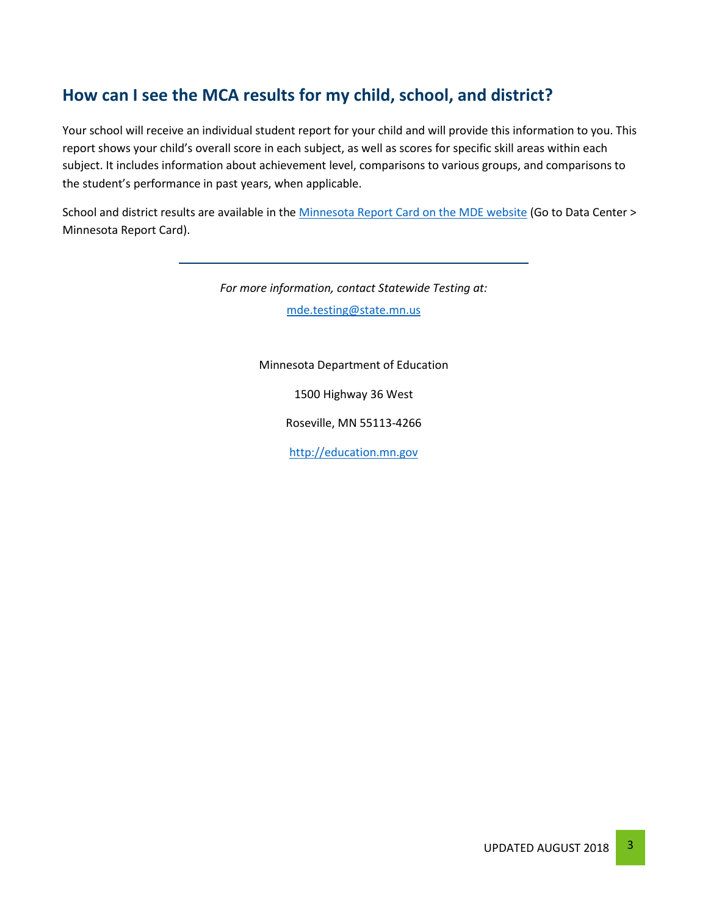## How can I see the MCA results for my child, school, and district?

Your school will receive an individual student report for your child and will provide this information to you. This report shows your child's overall score in each subject, as well as scores for specific skill areas within each subject. It includes information about achievement level, comparisons to various groups, and comparisons to the student's performance in past years, when applicable.

School and district results are available in the Minnesota Report Card on the MDE website (Go to Data Center > Minnesota Report Card).

---

*For more information, contact Statewide Testing at:*

mde.testing@state.mn.us

Minnesota Department of Education

1500 Highway 36 West

Roseville, MN 55113-4266

http://education.mn.gov

UPDATED AUGUST 2018